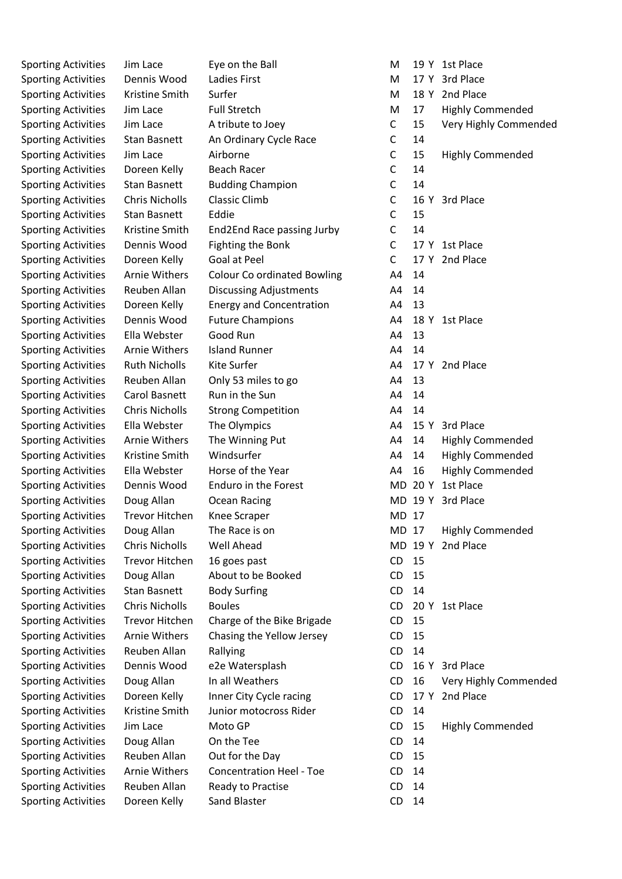| | | | | | | |
|---|---|---|---|---|---|---|
| Sporting Activities | Jim Lace | Eye on the Ball | M | 19 | Y | 1st Place |
| Sporting Activities | Dennis Wood | Ladies First | M | 17 | Y | 3rd Place |
| Sporting Activities | Kristine Smith | Surfer | M | 18 | Y | 2nd Place |
| Sporting Activities | Jim Lace | Full Stretch | M | 17 | | Highly Commended |
| Sporting Activities | Jim Lace | A tribute to Joey | C | 15 | | Very Highly Commended |
| Sporting Activities | Stan Basnett | An Ordinary Cycle Race | C | 14 | | |
| Sporting Activities | Jim Lace | Airborne | C | 15 | | Highly Commended |
| Sporting Activities | Doreen Kelly | Beach Racer | C | 14 | | |
| Sporting Activities | Stan Basnett | Budding Champion | C | 14 | | |
| Sporting Activities | Chris Nicholls | Classic Climb | C | 16 | Y | 3rd Place |
| Sporting Activities | Stan Basnett | Eddie | C | 15 | | |
| Sporting Activities | Kristine Smith | End2End Race passing Jurby | C | 14 | | |
| Sporting Activities | Dennis Wood | Fighting the Bonk | C | 17 | Y | 1st Place |
| Sporting Activities | Doreen Kelly | Goal at Peel | C | 17 | Y | 2nd Place |
| Sporting Activities | Arnie Withers | Colour Co ordinated Bowling | A4 | 14 | | |
| Sporting Activities | Reuben Allan | Discussing Adjustments | A4 | 14 | | |
| Sporting Activities | Doreen Kelly | Energy and Concentration | A4 | 13 | | |
| Sporting Activities | Dennis Wood | Future Champions | A4 | 18 | Y | 1st Place |
| Sporting Activities | Ella Webster | Good Run | A4 | 13 | | |
| Sporting Activities | Arnie Withers | Island Runner | A4 | 14 | | |
| Sporting Activities | Ruth Nicholls | Kite Surfer | A4 | 17 | Y | 2nd Place |
| Sporting Activities | Reuben Allan | Only 53 miles to go | A4 | 13 | | |
| Sporting Activities | Carol Basnett | Run in the Sun | A4 | 14 | | |
| Sporting Activities | Chris Nicholls | Strong Competition | A4 | 14 | | |
| Sporting Activities | Ella Webster | The Olympics | A4 | 15 | Y | 3rd Place |
| Sporting Activities | Arnie Withers | The Winning Put | A4 | 14 | | Highly Commended |
| Sporting Activities | Kristine Smith | Windsurfer | A4 | 14 | | Highly Commended |
| Sporting Activities | Ella Webster | Horse of the Year | A4 | 16 | | Highly Commended |
| Sporting Activities | Dennis Wood | Enduro in the Forest | MD | 20 | Y | 1st Place |
| Sporting Activities | Doug Allan | Ocean Racing | MD | 19 | Y | 3rd Place |
| Sporting Activities | Trevor Hitchen | Knee Scraper | MD | 17 | | |
| Sporting Activities | Doug Allan | The Race is on | MD | 17 | | Highly Commended |
| Sporting Activities | Chris Nicholls | Well Ahead | MD | 19 | Y | 2nd Place |
| Sporting Activities | Trevor Hitchen | 16 goes past | CD | 15 | | |
| Sporting Activities | Doug Allan | About to be Booked | CD | 15 | | |
| Sporting Activities | Stan Basnett | Body Surfing | CD | 14 | | |
| Sporting Activities | Chris Nicholls | Boules | CD | 20 | Y | 1st Place |
| Sporting Activities | Trevor Hitchen | Charge of the Bike Brigade | CD | 15 | | |
| Sporting Activities | Arnie Withers | Chasing the Yellow Jersey | CD | 15 | | |
| Sporting Activities | Reuben Allan | Rallying | CD | 14 | | |
| Sporting Activities | Dennis Wood | e2e Watersplash | CD | 16 | Y | 3rd Place |
| Sporting Activities | Doug Allan | In all Weathers | CD | 16 | | Very Highly Commended |
| Sporting Activities | Doreen Kelly | Inner City Cycle racing | CD | 17 | Y | 2nd Place |
| Sporting Activities | Kristine Smith | Junior motocross Rider | CD | 14 | | |
| Sporting Activities | Jim Lace | Moto GP | CD | 15 | | Highly Commended |
| Sporting Activities | Doug Allan | On the Tee | CD | 14 | | |
| Sporting Activities | Reuben Allan | Out for the Day | CD | 15 | | |
| Sporting Activities | Arnie Withers | Concentration Heel - Toe | CD | 14 | | |
| Sporting Activities | Reuben Allan | Ready to Practise | CD | 14 | | |
| Sporting Activities | Doreen Kelly | Sand Blaster | CD | 14 | | |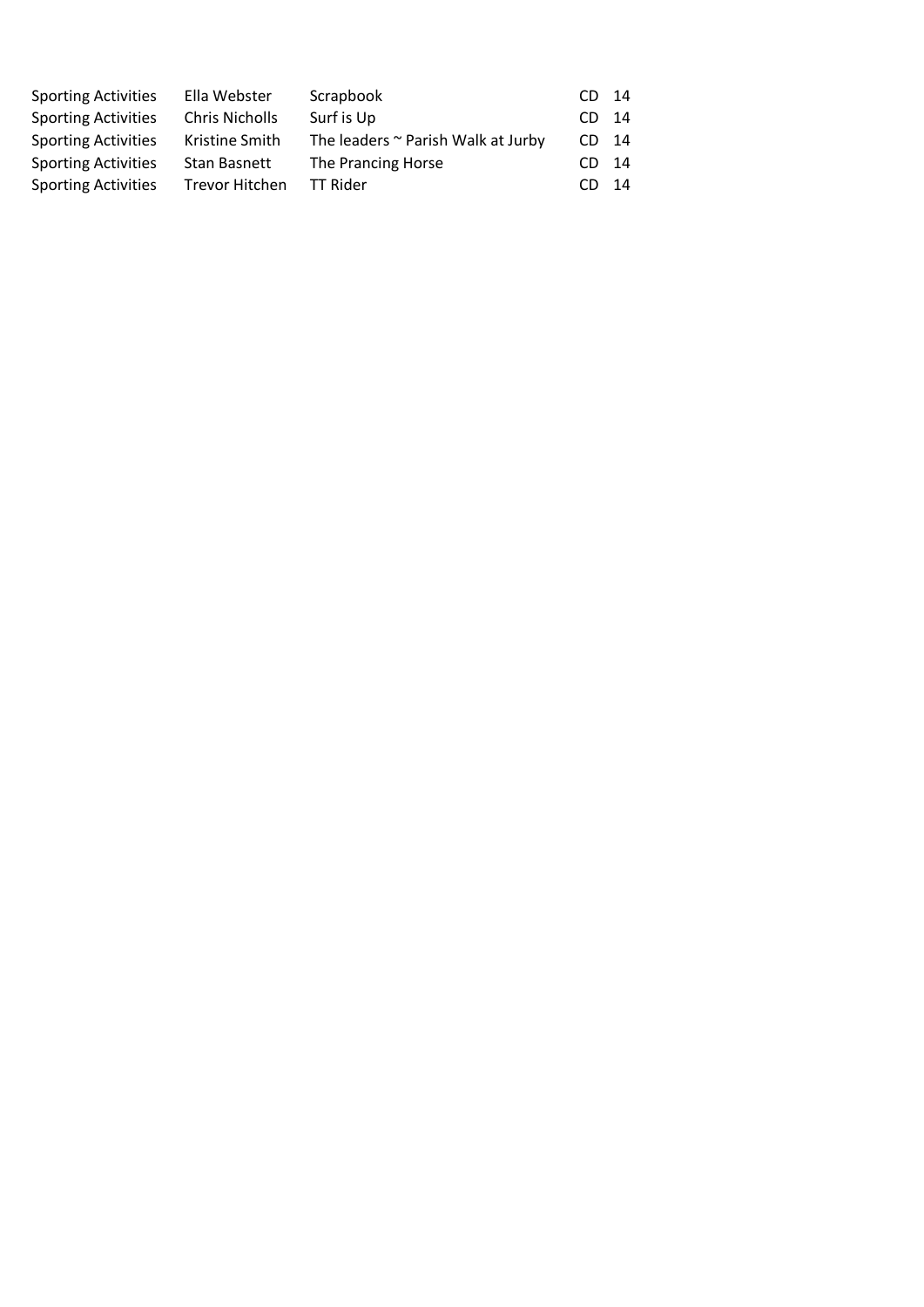| | | | | |
|---|---|---|---|---|
| Sporting Activities | Ella Webster | Scrapbook | CD | 14 |
| Sporting Activities | Chris Nicholls | Surf is Up | CD | 14 |
| Sporting Activities | Kristine Smith | The leaders ~ Parish Walk at Jurby | CD | 14 |
| Sporting Activities | Stan Basnett | The Prancing Horse | CD | 14 |
| Sporting Activities | Trevor Hitchen | TT Rider | CD | 14 |